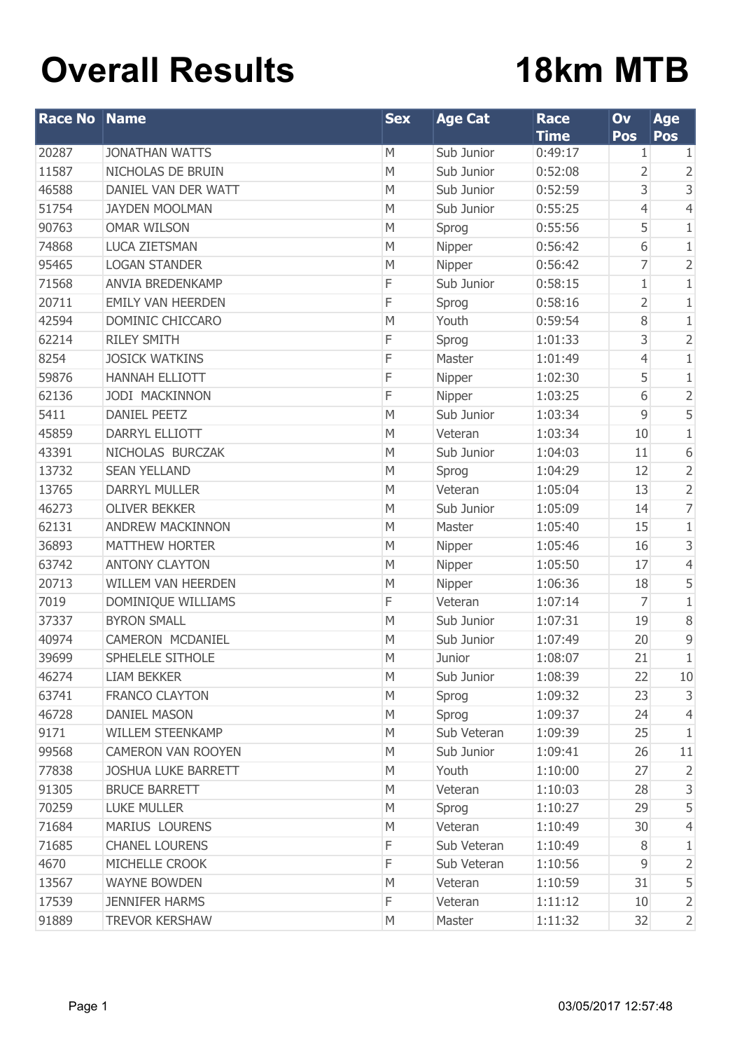# Overall Results

# 18km MTB

| Race No | Name | Sex | Age Cat | Race Time | Ov Pos | Age Pos |
|---|---|---|---|---|---|---|
| 20287 | JONATHAN WATTS | M | Sub Junior | 0:49:17 | 1 | 1 |
| 11587 | NICHOLAS DE BRUIN | M | Sub Junior | 0:52:08 | 2 | 2 |
| 46588 | DANIEL VAN DER WATT | M | Sub Junior | 0:52:59 | 3 | 3 |
| 51754 | JAYDEN MOOLMAN | M | Sub Junior | 0:55:25 | 4 | 4 |
| 90763 | OMAR WILSON | M | Sprog | 0:55:56 | 5 | 1 |
| 74868 | LUCA ZIETSMAN | M | Nipper | 0:56:42 | 6 | 1 |
| 95465 | LOGAN STANDER | M | Nipper | 0:56:42 | 7 | 2 |
| 71568 | ANVIA BREDENKAMP | F | Sub Junior | 0:58:15 | 1 | 1 |
| 20711 | EMILY VAN HEERDEN | F | Sprog | 0:58:16 | 2 | 1 |
| 42594 | DOMINIC CHICCARO | M | Youth | 0:59:54 | 8 | 1 |
| 62214 | RILEY SMITH | F | Sprog | 1:01:33 | 3 | 2 |
| 8254 | JOSICK WATKINS | F | Master | 1:01:49 | 4 | 1 |
| 59876 | HANNAH ELLIOTT | F | Nipper | 1:02:30 | 5 | 1 |
| 62136 | JODI MACKINNON | F | Nipper | 1:03:25 | 6 | 2 |
| 5411 | DANIEL PEETZ | M | Sub Junior | 1:03:34 | 9 | 5 |
| 45859 | DARRYL ELLIOTT | M | Veteran | 1:03:34 | 10 | 1 |
| 43391 | NICHOLAS BURCZAK | M | Sub Junior | 1:04:03 | 11 | 6 |
| 13732 | SEAN YELLAND | M | Sprog | 1:04:29 | 12 | 2 |
| 13765 | DARRYL MULLER | M | Veteran | 1:05:04 | 13 | 2 |
| 46273 | OLIVER BEKKER | M | Sub Junior | 1:05:09 | 14 | 7 |
| 62131 | ANDREW MACKINNON | M | Master | 1:05:40 | 15 | 1 |
| 36893 | MATTHEW HORTER | M | Nipper | 1:05:46 | 16 | 3 |
| 63742 | ANTONY CLAYTON | M | Nipper | 1:05:50 | 17 | 4 |
| 20713 | WILLEM VAN HEERDEN | M | Nipper | 1:06:36 | 18 | 5 |
| 7019 | DOMINIQUE WILLIAMS | F | Veteran | 1:07:14 | 7 | 1 |
| 37337 | BYRON SMALL | M | Sub Junior | 1:07:31 | 19 | 8 |
| 40974 | CAMERON MCDANIEL | M | Sub Junior | 1:07:49 | 20 | 9 |
| 39699 | SPHELELE SITHOLE | M | Junior | 1:08:07 | 21 | 1 |
| 46274 | LIAM BEKKER | M | Sub Junior | 1:08:39 | 22 | 10 |
| 63741 | FRANCO CLAYTON | M | Sprog | 1:09:32 | 23 | 3 |
| 46728 | DANIEL MASON | M | Sprog | 1:09:37 | 24 | 4 |
| 9171 | WILLEM STEENKAMP | M | Sub Veteran | 1:09:39 | 25 | 1 |
| 99568 | CAMERON VAN ROOYEN | M | Sub Junior | 1:09:41 | 26 | 11 |
| 77838 | JOSHUA LUKE BARRETT | M | Youth | 1:10:00 | 27 | 2 |
| 91305 | BRUCE BARRETT | M | Veteran | 1:10:03 | 28 | 3 |
| 70259 | LUKE MULLER | M | Sprog | 1:10:27 | 29 | 5 |
| 71684 | MARIUS LOURENS | M | Veteran | 1:10:49 | 30 | 4 |
| 71685 | CHANEL LOURENS | F | Sub Veteran | 1:10:49 | 8 | 1 |
| 4670 | MICHELLE CROOK | F | Sub Veteran | 1:10:56 | 9 | 2 |
| 13567 | WAYNE BOWDEN | M | Veteran | 1:10:59 | 31 | 5 |
| 17539 | JENNIFER HARMS | F | Veteran | 1:11:12 | 10 | 2 |
| 91889 | TREVOR KERSHAW | M | Master | 1:11:32 | 32 | 2 |

03/05/2017 12:57:48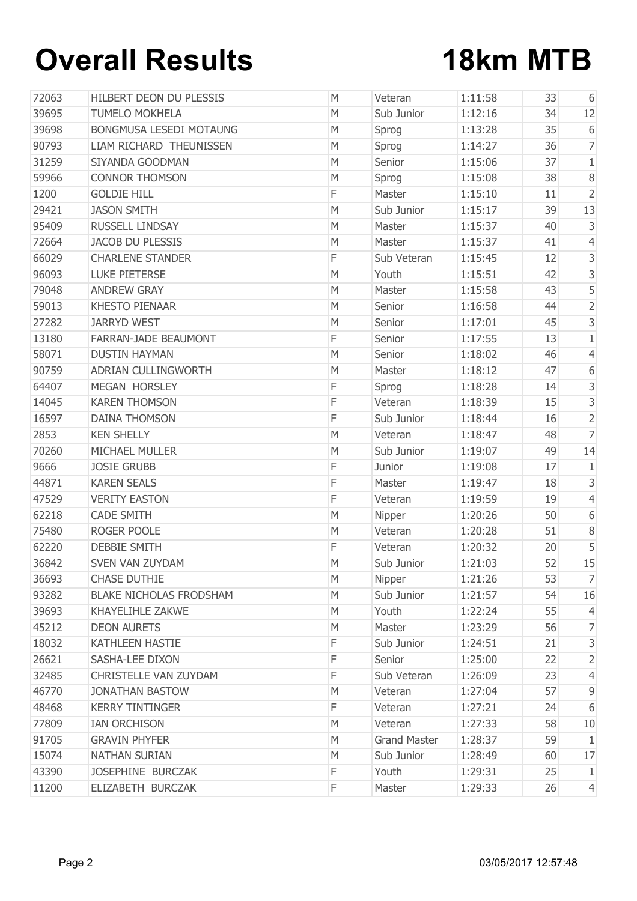# Overall Results 18km MTB

| | | | | | | |
|---|---|---|---|---|---|---|
| 72063 | HILBERT DEON DU PLESSIS | M | Veteran | 1:11:58 | 33 | 6 |
| 39695 | TUMELO MOKHELA | M | Sub Junior | 1:12:16 | 34 | 12 |
| 39698 | BONGMUSA LESEDI MOTAUNG | M | Sprog | 1:13:28 | 35 | 6 |
| 90793 | LIAM RICHARD THEUNISSEN | M | Sprog | 1:14:27 | 36 | 7 |
| 31259 | SIYANDA GOODMAN | M | Senior | 1:15:06 | 37 | 1 |
| 59966 | CONNOR THOMSON | M | Sprog | 1:15:08 | 38 | 8 |
| 1200 | GOLDIE HILL | F | Master | 1:15:10 | 11 | 2 |
| 29421 | JASON SMITH | M | Sub Junior | 1:15:17 | 39 | 13 |
| 95409 | RUSSELL LINDSAY | M | Master | 1:15:37 | 40 | 3 |
| 72664 | JACOB DU PLESSIS | M | Master | 1:15:37 | 41 | 4 |
| 66029 | CHARLENE STANDER | F | Sub Veteran | 1:15:45 | 12 | 3 |
| 96093 | LUKE PIETERSE | M | Youth | 1:15:51 | 42 | 3 |
| 79048 | ANDREW GRAY | M | Master | 1:15:58 | 43 | 5 |
| 59013 | KHESTO PIENAAR | M | Senior | 1:16:58 | 44 | 2 |
| 27282 | JARRYD WEST | M | Senior | 1:17:01 | 45 | 3 |
| 13180 | FARRAN-JADE BEAUMONT | F | Senior | 1:17:55 | 13 | 1 |
| 58071 | DUSTIN HAYMAN | M | Senior | 1:18:02 | 46 | 4 |
| 90759 | ADRIAN CULLINGWORTH | M | Master | 1:18:12 | 47 | 6 |
| 64407 | MEGAN HORSLEY | F | Sprog | 1:18:28 | 14 | 3 |
| 14045 | KAREN THOMSON | F | Veteran | 1:18:39 | 15 | 3 |
| 16597 | DAINA THOMSON | F | Sub Junior | 1:18:44 | 16 | 2 |
| 2853 | KEN SHELLY | M | Veteran | 1:18:47 | 48 | 7 |
| 70260 | MICHAEL MULLER | M | Sub Junior | 1:19:07 | 49 | 14 |
| 9666 | JOSIE GRUBB | F | Junior | 1:19:08 | 17 | 1 |
| 44871 | KAREN SEALS | F | Master | 1:19:47 | 18 | 3 |
| 47529 | VERITY EASTON | F | Veteran | 1:19:59 | 19 | 4 |
| 62218 | CADE SMITH | M | Nipper | 1:20:26 | 50 | 6 |
| 75480 | ROGER POOLE | M | Veteran | 1:20:28 | 51 | 8 |
| 62220 | DEBBIE SMITH | F | Veteran | 1:20:32 | 20 | 5 |
| 36842 | SVEN VAN ZUYDAM | M | Sub Junior | 1:21:03 | 52 | 15 |
| 36693 | CHASE DUTHIE | M | Nipper | 1:21:26 | 53 | 7 |
| 93282 | BLAKE NICHOLAS FRODSHAM | M | Sub Junior | 1:21:57 | 54 | 16 |
| 39693 | KHAYELIHLE ZAKWE | M | Youth | 1:22:24 | 55 | 4 |
| 45212 | DEON AURETS | M | Master | 1:23:29 | 56 | 7 |
| 18032 | KATHLEEN HASTIE | F | Sub Junior | 1:24:51 | 21 | 3 |
| 26621 | SASHA-LEE DIXON | F | Senior | 1:25:00 | 22 | 2 |
| 32485 | CHRISTELLE VAN ZUYDAM | F | Sub Veteran | 1:26:09 | 23 | 4 |
| 46770 | JONATHAN BASTOW | M | Veteran | 1:27:04 | 57 | 9 |
| 48468 | KERRY TINTINGER | F | Veteran | 1:27:21 | 24 | 6 |
| 77809 | IAN ORCHISON | M | Veteran | 1:27:33 | 58 | 10 |
| 91705 | GRAVIN PHYFER | M | Grand Master | 1:28:37 | 59 | 1 |
| 15074 | NATHAN SURIAN | M | Sub Junior | 1:28:49 | 60 | 17 |
| 43390 | JOSEPHINE BURCZAK | F | Youth | 1:29:31 | 25 | 1 |
| 11200 | ELIZABETH BURCZAK | F | Master | 1:29:33 | 26 | 4 |

03/05/2017 12:57:48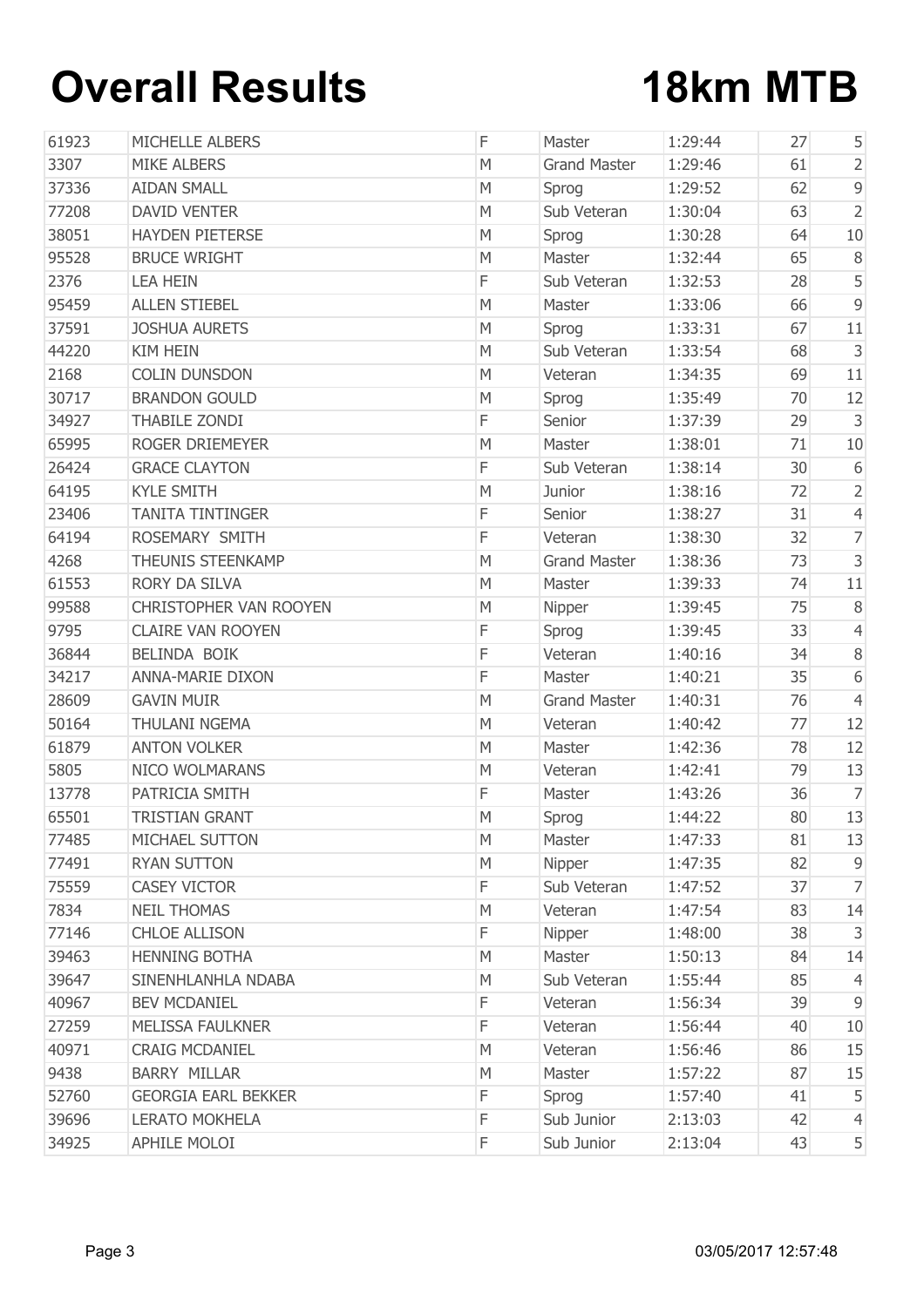# Overall Results

# 18km MTB

| | | | | | | |
|---|---|---|---|---|---|---|
| 61923 | MICHELLE ALBERS | F | Master | 1:29:44 | 27 | 5 |
| 3307 | MIKE ALBERS | M | Grand Master | 1:29:46 | 61 | 2 |
| 37336 | AIDAN SMALL | M | Sprog | 1:29:52 | 62 | 9 |
| 77208 | DAVID VENTER | M | Sub Veteran | 1:30:04 | 63 | 2 |
| 38051 | HAYDEN PIETERSE | M | Sprog | 1:30:28 | 64 | 10 |
| 95528 | BRUCE WRIGHT | M | Master | 1:32:44 | 65 | 8 |
| 2376 | LEA HEIN | F | Sub Veteran | 1:32:53 | 28 | 5 |
| 95459 | ALLEN STIEBEL | M | Master | 1:33:06 | 66 | 9 |
| 37591 | JOSHUA AURETS | M | Sprog | 1:33:31 | 67 | 11 |
| 44220 | KIM HEIN | M | Sub Veteran | 1:33:54 | 68 | 3 |
| 2168 | COLIN DUNSDON | M | Veteran | 1:34:35 | 69 | 11 |
| 30717 | BRANDON GOULD | M | Sprog | 1:35:49 | 70 | 12 |
| 34927 | THABILE ZONDI | F | Senior | 1:37:39 | 29 | 3 |
| 65995 | ROGER DRIEMEYER | M | Master | 1:38:01 | 71 | 10 |
| 26424 | GRACE CLAYTON | F | Sub Veteran | 1:38:14 | 30 | 6 |
| 64195 | KYLE SMITH | M | Junior | 1:38:16 | 72 | 2 |
| 23406 | TANITA TINTINGER | F | Senior | 1:38:27 | 31 | 4 |
| 64194 | ROSEMARY SMITH | F | Veteran | 1:38:30 | 32 | 7 |
| 4268 | THEUNIS STEENKAMP | M | Grand Master | 1:38:36 | 73 | 3 |
| 61553 | RORY DA SILVA | M | Master | 1:39:33 | 74 | 11 |
| 99588 | CHRISTOPHER VAN ROOYEN | M | Nipper | 1:39:45 | 75 | 8 |
| 9795 | CLAIRE VAN ROOYEN | F | Sprog | 1:39:45 | 33 | 4 |
| 36844 | BELINDA BOIK | F | Veteran | 1:40:16 | 34 | 8 |
| 34217 | ANNA-MARIE DIXON | F | Master | 1:40:21 | 35 | 6 |
| 28609 | GAVIN MUIR | M | Grand Master | 1:40:31 | 76 | 4 |
| 50164 | THULANI NGEMA | M | Veteran | 1:40:42 | 77 | 12 |
| 61879 | ANTON VOLKER | M | Master | 1:42:36 | 78 | 12 |
| 5805 | NICO WOLMARANS | M | Veteran | 1:42:41 | 79 | 13 |
| 13778 | PATRICIA SMITH | F | Master | 1:43:26 | 36 | 7 |
| 65501 | TRISTIAN GRANT | M | Sprog | 1:44:22 | 80 | 13 |
| 77485 | MICHAEL SUTTON | M | Master | 1:47:33 | 81 | 13 |
| 77491 | RYAN SUTTON | M | Nipper | 1:47:35 | 82 | 9 |
| 75559 | CASEY VICTOR | F | Sub Veteran | 1:47:52 | 37 | 7 |
| 7834 | NEIL THOMAS | M | Veteran | 1:47:54 | 83 | 14 |
| 77146 | CHLOE ALLISON | F | Nipper | 1:48:00 | 38 | 3 |
| 39463 | HENNING BOTHA | M | Master | 1:50:13 | 84 | 14 |
| 39647 | SINENHLANHLA NDABA | M | Sub Veteran | 1:55:44 | 85 | 4 |
| 40967 | BEV MCDANIEL | F | Veteran | 1:56:34 | 39 | 9 |
| 27259 | MELISSA FAULKNER | F | Veteran | 1:56:44 | 40 | 10 |
| 40971 | CRAIG MCDANIEL | M | Veteran | 1:56:46 | 86 | 15 |
| 9438 | BARRY MILLAR | M | Master | 1:57:22 | 87 | 15 |
| 52760 | GEORGIA EARL BEKKER | F | Sprog | 1:57:40 | 41 | 5 |
| 39696 | LERATO MOKHELA | F | Sub Junior | 2:13:03 | 42 | 4 |
| 34925 | APHILE MOLOI | F | Sub Junior | 2:13:04 | 43 | 5 |

03/05/2017 12:57:48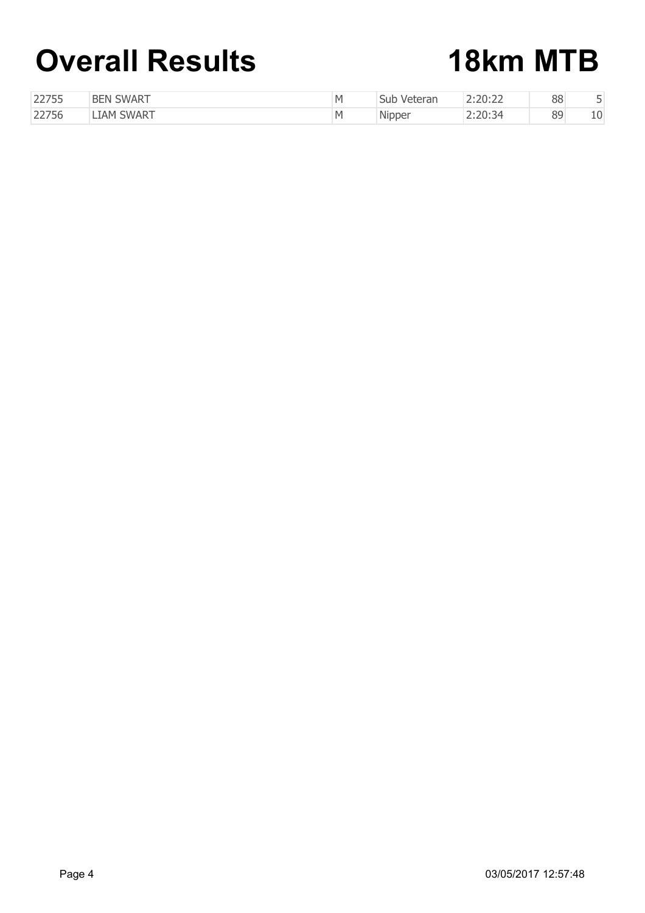# Overall Results

# 18km MTB

| | | | | | | |
|---|---|---|---|---|---|---|
| 22755 | BEN SWART | M | Sub Veteran | 2:20:22 | 88 | 5 |
| 22756 | LIAM SWART | M | Nipper | 2:20:34 | 89 | 10 |